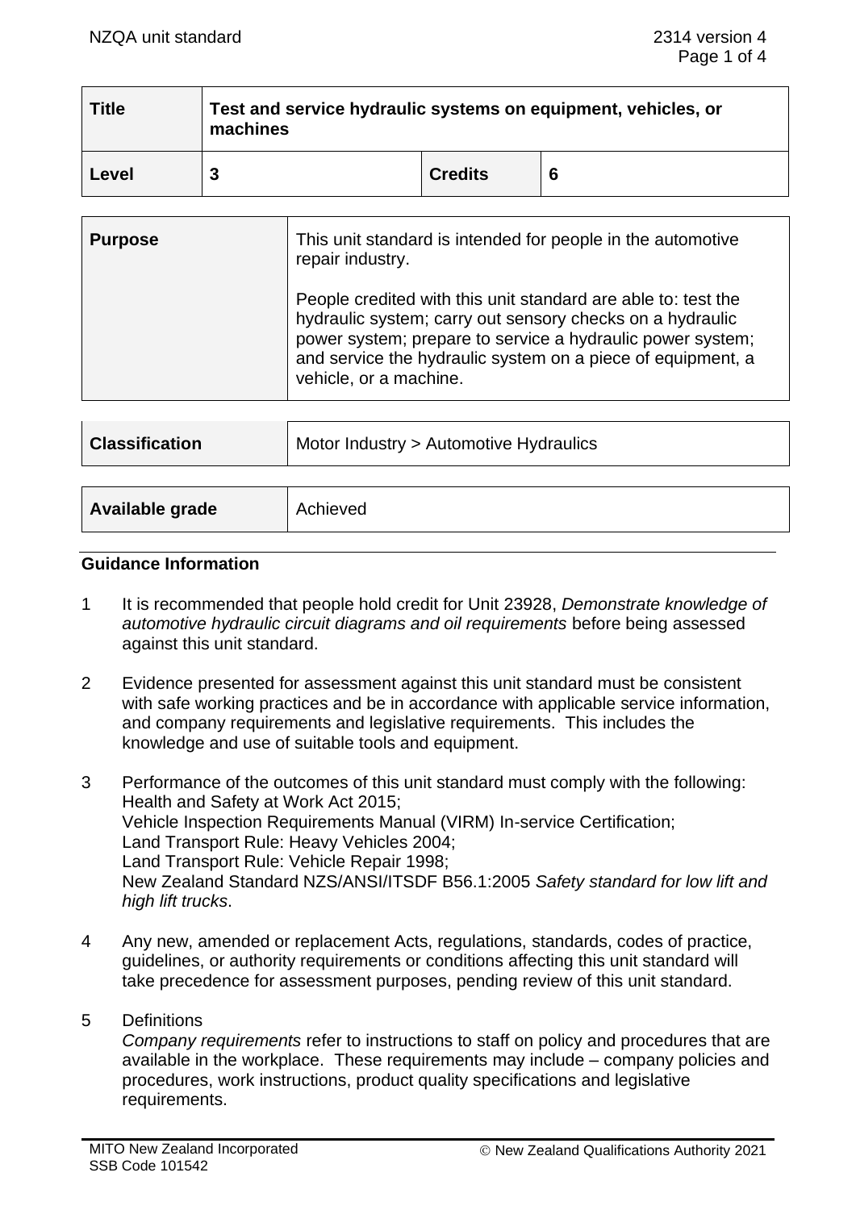| Title | Test and service hydraulic systems on equipment, vehicles, or machines | | |
|---|---|---|---|
| **Level** | **3** | **Credits** | **6** |

| | |
|---|---|
| **Purpose** | This unit standard is intended for people in the automotive repair industry.<br><br>People credited with this unit standard are able to: test the hydraulic system; carry out sensory checks on a hydraulic power system; prepare to service a hydraulic power system; and service the hydraulic system on a piece of equipment, a vehicle, or a machine. |

| | |
|---|---|
| **Classification** | Motor Industry > Automotive Hydraulics |

| | |
|---|---|
| **Available grade** | Achieved |

## Guidance Information

1 It is recommended that people hold credit for Unit 23928, *Demonstrate knowledge of automotive hydraulic circuit diagrams and oil requirements* before being assessed against this unit standard.

2 Evidence presented for assessment against this unit standard must be consistent with safe working practices and be in accordance with applicable service information, and company requirements and legislative requirements. This includes the knowledge and use of suitable tools and equipment.

3 Performance of the outcomes of this unit standard must comply with the following:
Health and Safety at Work Act 2015;
Vehicle Inspection Requirements Manual (VIRM) In-service Certification;
Land Transport Rule: Heavy Vehicles 2004;
Land Transport Rule: Vehicle Repair 1998;
New Zealand Standard NZS/ANSI/ITSDF B56.1:2005 *Safety standard for low lift and high lift trucks*.

4 Any new, amended or replacement Acts, regulations, standards, codes of practice, guidelines, or authority requirements or conditions affecting this unit standard will take precedence for assessment purposes, pending review of this unit standard.

5 Definitions
*Company requirements* refer to instructions to staff on policy and procedures that are available in the workplace. These requirements may include – company policies and procedures, work instructions, product quality specifications and legislative requirements.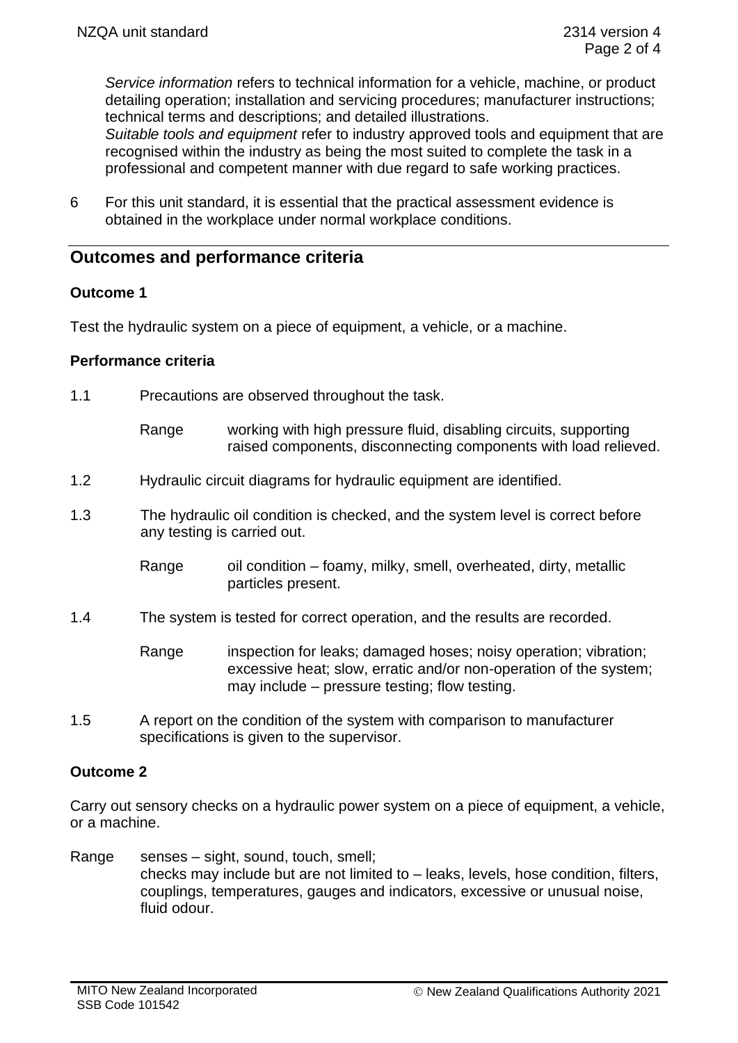*Service information* refers to technical information for a vehicle, machine, or product detailing operation; installation and servicing procedures; manufacturer instructions; technical terms and descriptions; and detailed illustrations.
*Suitable tools and equipment* refer to industry approved tools and equipment that are recognised within the industry as being the most suited to complete the task in a professional and competent manner with due regard to safe working practices.

6 For this unit standard, it is essential that the practical assessment evidence is obtained in the workplace under normal workplace conditions.

## Outcomes and performance criteria

### Outcome 1

Test the hydraulic system on a piece of equipment, a vehicle, or a machine.

#### Performance criteria

1.1 Precautions are observed throughout the task.

Range working with high pressure fluid, disabling circuits, supporting raised components, disconnecting components with load relieved.

1.2 Hydraulic circuit diagrams for hydraulic equipment are identified.

1.3 The hydraulic oil condition is checked, and the system level is correct before any testing is carried out.

Range oil condition – foamy, milky, smell, overheated, dirty, metallic particles present.

1.4 The system is tested for correct operation, and the results are recorded.

Range inspection for leaks; damaged hoses; noisy operation; vibration; excessive heat; slow, erratic and/or non-operation of the system; may include – pressure testing; flow testing.

1.5 A report on the condition of the system with comparison to manufacturer specifications is given to the supervisor.

### Outcome 2

Carry out sensory checks on a hydraulic power system on a piece of equipment, a vehicle, or a machine.

Range senses – sight, sound, touch, smell;
checks may include but are not limited to – leaks, levels, hose condition, filters, couplings, temperatures, gauges and indicators, excessive or unusual noise, fluid odour.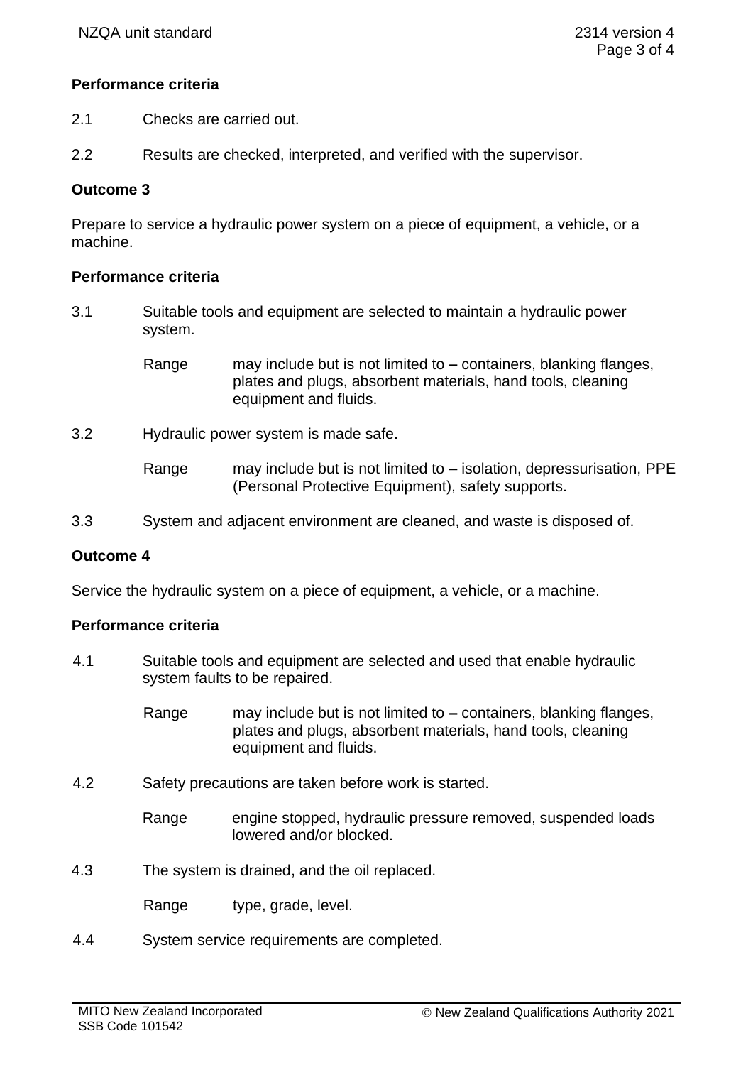**Performance criteria**

2.1 Checks are carried out.

2.2 Results are checked, interpreted, and verified with the supervisor.

**Outcome 3**

Prepare to service a hydraulic power system on a piece of equipment, a vehicle, or a machine.

**Performance criteria**

3.1 Suitable tools and equipment are selected to maintain a hydraulic power system.

Range may include but is not limited to **–** containers, blanking flanges, plates and plugs, absorbent materials, hand tools, cleaning equipment and fluids.

3.2 Hydraulic power system is made safe.

Range may include but is not limited to – isolation, depressurisation, PPE (Personal Protective Equipment), safety supports.

3.3 System and adjacent environment are cleaned, and waste is disposed of.

**Outcome 4**

Service the hydraulic system on a piece of equipment, a vehicle, or a machine.

**Performance criteria**

4.1 Suitable tools and equipment are selected and used that enable hydraulic system faults to be repaired.

Range may include but is not limited to **–** containers, blanking flanges, plates and plugs, absorbent materials, hand tools, cleaning equipment and fluids.

4.2 Safety precautions are taken before work is started.

Range engine stopped, hydraulic pressure removed, suspended loads lowered and/or blocked.

4.3 The system is drained, and the oil replaced.

Range type, grade, level.

4.4 System service requirements are completed.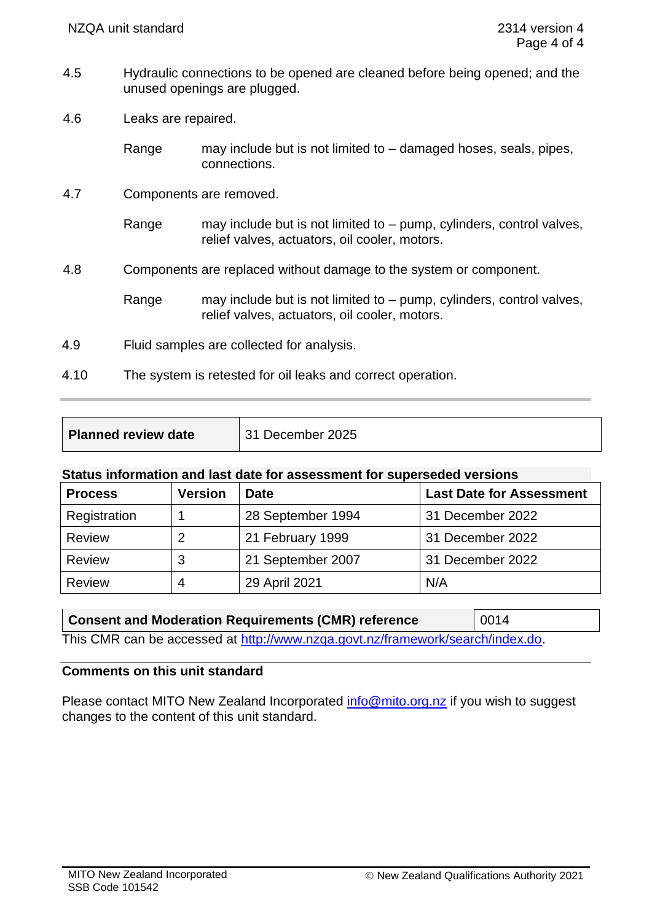4.5 Hydraulic connections to be opened are cleaned before being opened; and the unused openings are plugged.

4.6 Leaks are repaired.

Range may include but is not limited to – damaged hoses, seals, pipes, connections.

4.7 Components are removed.

Range may include but is not limited to – pump, cylinders, control valves, relief valves, actuators, oil cooler, motors.

4.8 Components are replaced without damage to the system or component.

Range may include but is not limited to – pump, cylinders, control valves, relief valves, actuators, oil cooler, motors.

4.9 Fluid samples are collected for analysis.

4.10 The system is retested for oil leaks and correct operation.

---

| | |
|---|---|
| **Planned review date** | 31 December 2025 |

**Status information and last date for assessment for superseded versions**

| Process | Version | Date | Last Date for Assessment |
|---|---|---|---|
| Registration | 1 | 28 September 1994 | 31 December 2022 |
| Review | 2 | 21 February 1999 | 31 December 2022 |
| Review | 3 | 21 September 2007 | 31 December 2022 |
| Review | 4 | 29 April 2021 | N/A |

| | |
|---|---|
| **Consent and Moderation Requirements (CMR) reference** | 0014 |

This CMR can be accessed at http://www.nzqa.govt.nz/framework/search/index.do.

**Comments on this unit standard**

Please contact MITO New Zealand Incorporated info@mito.org.nz if you wish to suggest changes to the content of this unit standard.